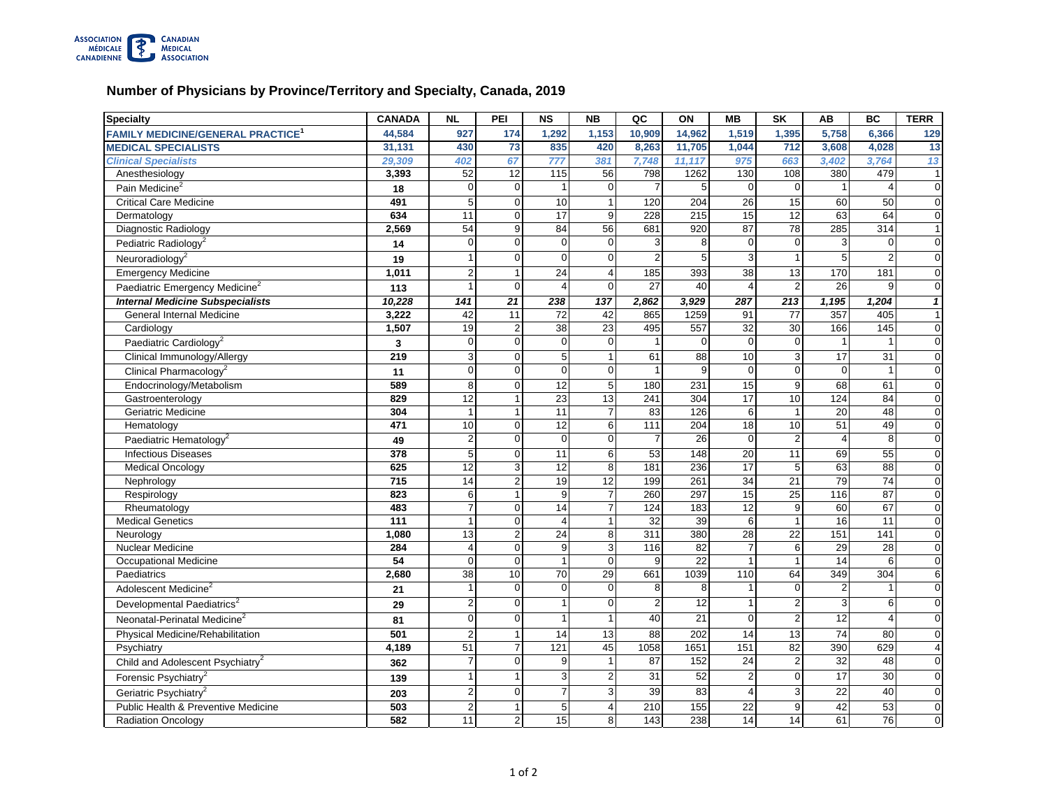## Number of Physicians by Province/Territory and Specialty, Canada, 2019

| Specialty | CANADA | NL | PEI | NS | NB | QC | ON | MB | SK | AB | BC | TERR |
|---|---|---|---|---|---|---|---|---|---|---|---|---|
| **FAMILY MEDICINE/GENERAL PRACTICE[1]** | **44,584** | **927** | **174** | **1,292** | **1,153** | **10,909** | **14,962** | **1,519** | **1,395** | **5,758** | **6,366** | **129** |
| **MEDICAL SPECIALISTS** | **31,131** | **430** | **73** | **835** | **420** | **8,263** | **11,705** | **1,044** | **712** | **3,608** | **4,028** | **13** |
| ***Clinical Specialists*** | ***29,309*** | ***402*** | ***67*** | ***777*** | ***381*** | ***7,748*** | ***11,117*** | ***975*** | ***663*** | ***3,402*** | ***3,764*** | ***13*** |
| Anesthesiology | **3,393** | 52 | 12 | 115 | 56 | 798 | 1262 | 130 | 108 | 380 | 479 | 1 |
| Pain Medicine[2] | **18** | 0 | 0 | 1 | 0 | 7 | 5 | 0 | 0 | 1 | 4 | 0 |
| Critical Care Medicine | **491** | 5 | 0 | 10 | 1 | 120 | 204 | 26 | 15 | 60 | 50 | 0 |
| Dermatology | **634** | 11 | 0 | 17 | 9 | 228 | 215 | 15 | 12 | 63 | 64 | 0 |
| Diagnostic Radiology | **2,569** | 54 | 9 | 84 | 56 | 681 | 920 | 87 | 78 | 285 | 314 | 1 |
| Pediatric Radiology[2] | **14** | 0 | 0 | 0 | 0 | 3 | 8 | 0 | 0 | 3 | 0 | 0 |
| Neuroradiology[2] | **19** | 1 | 0 | 0 | 0 | 2 | 5 | 3 | 1 | 5 | 2 | 0 |
| Emergency Medicine | **1,011** | 2 | 1 | 24 | 4 | 185 | 393 | 38 | 13 | 170 | 181 | 0 |
| Paediatric Emergency Medicine[2] | **113** | 1 | 0 | 4 | 0 | 27 | 40 | 4 | 2 | 26 | 9 | 0 |
| ***Internal Medicine Subspecialists*** | ***10,228*** | ***141*** | ***21*** | ***238*** | ***137*** | ***2,862*** | ***3,929*** | ***287*** | ***213*** | ***1,195*** | ***1,204*** | ***1*** |
| General Internal Medicine | **3,222** | 42 | 11 | 72 | 42 | 865 | 1259 | 91 | 77 | 357 | 405 | 1 |
| Cardiology | **1,507** | 19 | 2 | 38 | 23 | 495 | 557 | 32 | 30 | 166 | 145 | 0 |
| Paediatric Cardiology[2] | **3** | 0 | 0 | 0 | 0 | 1 | 0 | 0 | 0 | 1 | 1 | 0 |
| Clinical Immunology/Allergy | **219** | 3 | 0 | 5 | 1 | 61 | 88 | 10 | 3 | 17 | 31 | 0 |
| Clinical Pharmacology[2] | **11** | 0 | 0 | 0 | 0 | 1 | 9 | 0 | 0 | 0 | 1 | 0 |
| Endocrinology/Metabolism | **589** | 8 | 0 | 12 | 5 | 180 | 231 | 15 | 9 | 68 | 61 | 0 |
| Gastroenterology | **829** | 12 | 1 | 23 | 13 | 241 | 304 | 17 | 10 | 124 | 84 | 0 |
| Geriatric Medicine | **304** | 1 | 1 | 11 | 7 | 83 | 126 | 6 | 1 | 20 | 48 | 0 |
| Hematology | **471** | 10 | 0 | 12 | 6 | 111 | 204 | 18 | 10 | 51 | 49 | 0 |
| Paediatric Hematology[2] | **49** | 2 | 0 | 0 | 0 | 7 | 26 | 0 | 2 | 4 | 8 | 0 |
| Infectious Diseases | **378** | 5 | 0 | 11 | 6 | 53 | 148 | 20 | 11 | 69 | 55 | 0 |
| Medical Oncology | **625** | 12 | 3 | 12 | 8 | 181 | 236 | 17 | 5 | 63 | 88 | 0 |
| Nephrology | **715** | 14 | 2 | 19 | 12 | 199 | 261 | 34 | 21 | 79 | 74 | 0 |
| Respirology | **823** | 6 | 1 | 9 | 7 | 260 | 297 | 15 | 25 | 116 | 87 | 0 |
| Rheumatology | **483** | 7 | 0 | 14 | 7 | 124 | 183 | 12 | 9 | 60 | 67 | 0 |
| Medical Genetics | **111** | 1 | 0 | 4 | 1 | 32 | 39 | 6 | 1 | 16 | 11 | 0 |
| Neurology | **1,080** | 13 | 2 | 24 | 8 | 311 | 380 | 28 | 22 | 151 | 141 | 0 |
| Nuclear Medicine | **284** | 4 | 0 | 9 | 3 | 116 | 82 | 7 | 6 | 29 | 28 | 0 |
| Occupational Medicine | **54** | 0 | 0 | 1 | 0 | 9 | 22 | 1 | 1 | 14 | 6 | 0 |
| Paediatrics | **2,680** | 38 | 10 | 70 | 29 | 661 | 1039 | 110 | 64 | 349 | 304 | 6 |
| Adolescent Medicine[2] | **21** | 1 | 0 | 0 | 0 | 8 | 8 | 1 | 0 | 2 | 1 | 0 |
| Developmental Paediatrics[2] | **29** | 2 | 0 | 1 | 0 | 2 | 12 | 1 | 2 | 3 | 6 | 0 |
| Neonatal-Perinatal Medicine[2] | **81** | 0 | 0 | 1 | 1 | 40 | 21 | 0 | 2 | 12 | 4 | 0 |
| Physical Medicine/Rehabilitation | **501** | 2 | 1 | 14 | 13 | 88 | 202 | 14 | 13 | 74 | 80 | 0 |
| Psychiatry | **4,189** | 51 | 7 | 121 | 45 | 1058 | 1651 | 151 | 82 | 390 | 629 | 4 |
| Child and Adolescent Psychiatry[2] | **362** | 7 | 0 | 9 | 1 | 87 | 152 | 24 | 2 | 32 | 48 | 0 |
| Forensic Psychiatry[2] | **139** | 1 | 1 | 3 | 2 | 31 | 52 | 2 | 0 | 17 | 30 | 0 |
| Geriatric Psychiatry[2] | **203** | 2 | 0 | 7 | 3 | 39 | 83 | 4 | 3 | 22 | 40 | 0 |
| Public Health & Preventive Medicine | **503** | 2 | 1 | 5 | 4 | 210 | 155 | 22 | 9 | 42 | 53 | 0 |
| Radiation Oncology | **582** | 11 | 2 | 15 | 8 | 143 | 238 | 14 | 14 | 61 | 76 | 0 |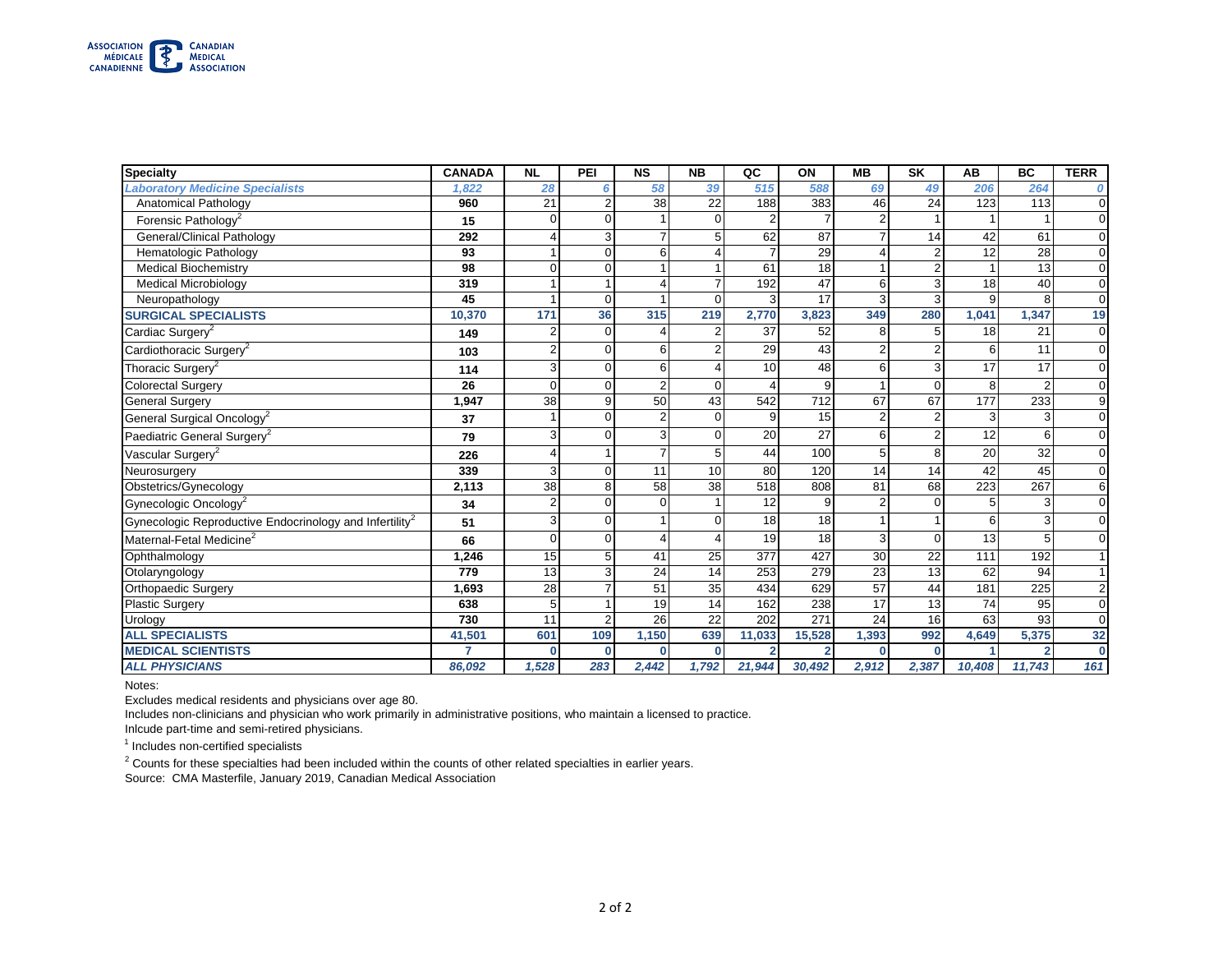| Specialty | CANADA | NL | PEI | NS | NB | QC | ON | MB | SK | AB | BC | TERR |
|---|---|---|---|---|---|---|---|---|---|---|---|---|
| ***Laboratory Medicine Specialists*** | ***1,822*** | ***28*** | ***6*** | ***58*** | ***39*** | ***515*** | ***588*** | ***69*** | ***49*** | ***206*** | ***264*** | ***0*** |
| Anatomical Pathology | **960** | 21 | 2 | 38 | 22 | 188 | 383 | 46 | 24 | 123 | 113 | 0 |
| Forensic Pathology[2] | **15** | 0 | 0 | 1 | 0 | 2 | 7 | 2 | 1 | 1 | 1 | 0 |
| General/Clinical Pathology | **292** | 4 | 3 | 7 | 5 | 62 | 87 | 7 | 14 | 42 | 61 | 0 |
| Hematologic Pathology | **93** | 1 | 0 | 6 | 4 | 7 | 29 | 4 | 2 | 12 | 28 | 0 |
| Medical Biochemistry | **98** | 0 | 0 | 1 | 1 | 61 | 18 | 1 | 2 | 1 | 13 | 0 |
| Medical Microbiology | **319** | 1 | 1 | 4 | 7 | 192 | 47 | 6 | 3 | 18 | 40 | 0 |
| Neuropathology | **45** | 1 | 0 | 1 | 0 | 3 | 17 | 3 | 3 | 9 | 8 | 0 |
| **SURGICAL SPECIALISTS** | **10,370** | **171** | **36** | **315** | **219** | **2,770** | **3,823** | **349** | **280** | **1,041** | **1,347** | **19** |
| Cardiac Surgery[2] | **149** | 2 | 0 | 4 | 2 | 37 | 52 | 8 | 5 | 18 | 21 | 0 |
| Cardiothoracic Surgery[2] | **103** | 2 | 0 | 6 | 2 | 29 | 43 | 2 | 2 | 6 | 11 | 0 |
| Thoracic Surgery[2] | **114** | 3 | 0 | 6 | 4 | 10 | 48 | 6 | 3 | 17 | 17 | 0 |
| Colorectal Surgery | **26** | 0 | 0 | 2 | 0 | 4 | 9 | 1 | 0 | 8 | 2 | 0 |
| General Surgery | **1,947** | 38 | 9 | 50 | 43 | 542 | 712 | 67 | 67 | 177 | 233 | 9 |
| General Surgical Oncology[2] | **37** | 1 | 0 | 2 | 0 | 9 | 15 | 2 | 2 | 3 | 3 | 0 |
| Paediatric General Surgery[2] | **79** | 3 | 0 | 3 | 0 | 20 | 27 | 6 | 2 | 12 | 6 | 0 |
| Vascular Surgery[2] | **226** | 4 | 1 | 7 | 5 | 44 | 100 | 5 | 8 | 20 | 32 | 0 |
| Neurosurgery | **339** | 3 | 0 | 11 | 10 | 80 | 120 | 14 | 14 | 42 | 45 | 0 |
| Obstetrics/Gynecology | **2,113** | 38 | 8 | 58 | 38 | 518 | 808 | 81 | 68 | 223 | 267 | 6 |
| Gynecologic Oncology[2] | **34** | 2 | 0 | 0 | 1 | 12 | 9 | 2 | 0 | 5 | 3 | 0 |
| Gynecologic Reproductive Endocrinology and Infertility[2] | **51** | 3 | 0 | 1 | 0 | 18 | 18 | 1 | 1 | 6 | 3 | 0 |
| Maternal-Fetal Medicine[2] | **66** | 0 | 0 | 4 | 4 | 19 | 18 | 3 | 0 | 13 | 5 | 0 |
| Ophthalmology | **1,246** | 15 | 5 | 41 | 25 | 377 | 427 | 30 | 22 | 111 | 192 | 1 |
| Otolaryngology | **779** | 13 | 3 | 24 | 14 | 253 | 279 | 23 | 13 | 62 | 94 | 1 |
| Orthopaedic Surgery | **1,693** | 28 | 7 | 51 | 35 | 434 | 629 | 57 | 44 | 181 | 225 | 2 |
| Plastic Surgery | **638** | 5 | 1 | 19 | 14 | 162 | 238 | 17 | 13 | 74 | 95 | 0 |
| Urology | **730** | 11 | 2 | 26 | 22 | 202 | 271 | 24 | 16 | 63 | 93 | 0 |
| **ALL SPECIALISTS** | **41,501** | **601** | **109** | **1,150** | **639** | **11,033** | **15,528** | **1,393** | **992** | **4,649** | **5,375** | **32** |
| **MEDICAL SCIENTISTS** | **7** | **0** | **0** | **0** | **0** | **2** | **2** | **0** | **0** | **1** | **2** | **0** |
| ***ALL PHYSICIANS*** | ***86,092*** | ***1,528*** | ***283*** | ***2,442*** | ***1,792*** | ***21,944*** | ***30,492*** | ***2,912*** | ***2,387*** | ***10,408*** | ***11,743*** | ***161*** |

Notes:

Excludes medical residents and physicians over age 80.

Includes non-clinicians and physician who work primarily in administrative positions, who maintain a licensed to practice.

Inlcude part-time and semi-retired physicians.

[1] Includes non-certified specialists

[2] Counts for these specialties had been included within the counts of other related specialties in earlier years.

Source: CMA Masterfile, January 2019, Canadian Medical Association